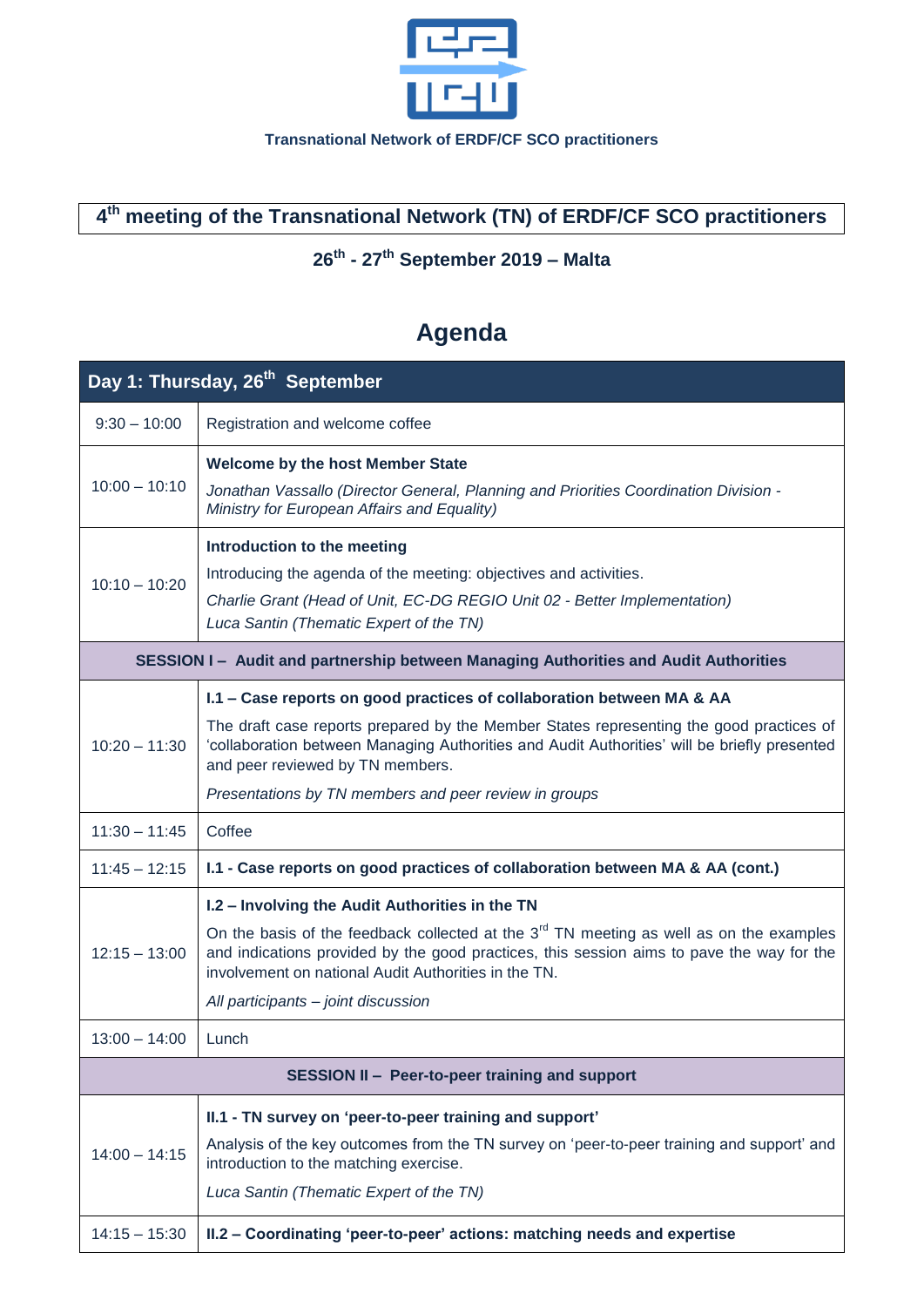Transnational Network of ERDF/CF SCO practitioners

# 4th meeting of the Transnational Network (TN) of ERDF/CF SCO practitioners

## 26th - 27th September 2019 – Malta

# Agenda

| Day 1: Thursday, 26th September | |
|---|---|
| 9:30 – 10:00 | Registration and welcome coffee |
| 10:00 – 10:10 | **Welcome by the host Member State**<br>*Jonathan Vassallo (Director General, Planning and Priorities Coordination Division - Ministry for European Affairs and Equality)* |
| 10:10 – 10:20 | **Introduction to the meeting**<br>Introducing the agenda of the meeting: objectives and activities.<br>*Charlie Grant (Head of Unit, EC-DG REGIO Unit 02 - Better Implementation)*<br>*Luca Santin (Thematic Expert of the TN)* |
| **SESSION I – Audit and partnership between Managing Authorities and Audit Authorities** | |
| 10:20 – 11:30 | **I.1 – Case reports on good practices of collaboration between MA & AA**<br>The draft case reports prepared by the Member States representing the good practices of 'collaboration between Managing Authorities and Audit Authorities' will be briefly presented and peer reviewed by TN members.<br>*Presentations by TN members and peer review in groups* |
| 11:30 – 11:45 | Coffee |
| 11:45 – 12:15 | **I.1 - Case reports on good practices of collaboration between MA & AA (cont.)** |
| 12:15 – 13:00 | **I.2 – Involving the Audit Authorities in the TN**<br>On the basis of the feedback collected at the 3rd TN meeting as well as on the examples and indications provided by the good practices, this session aims to pave the way for the involvement on national Audit Authorities in the TN.<br>*All participants – joint discussion* |
| 13:00 – 14:00 | Lunch |
| **SESSION II – Peer-to-peer training and support** | |
| 14:00 – 14:15 | **II.1 - TN survey on 'peer-to-peer training and support'**<br>Analysis of the key outcomes from the TN survey on 'peer-to-peer training and support' and introduction to the matching exercise.<br>*Luca Santin (Thematic Expert of the TN)* |
| 14:15 – 15:30 | **II.2 – Coordinating 'peer-to-peer' actions: matching needs and expertise** |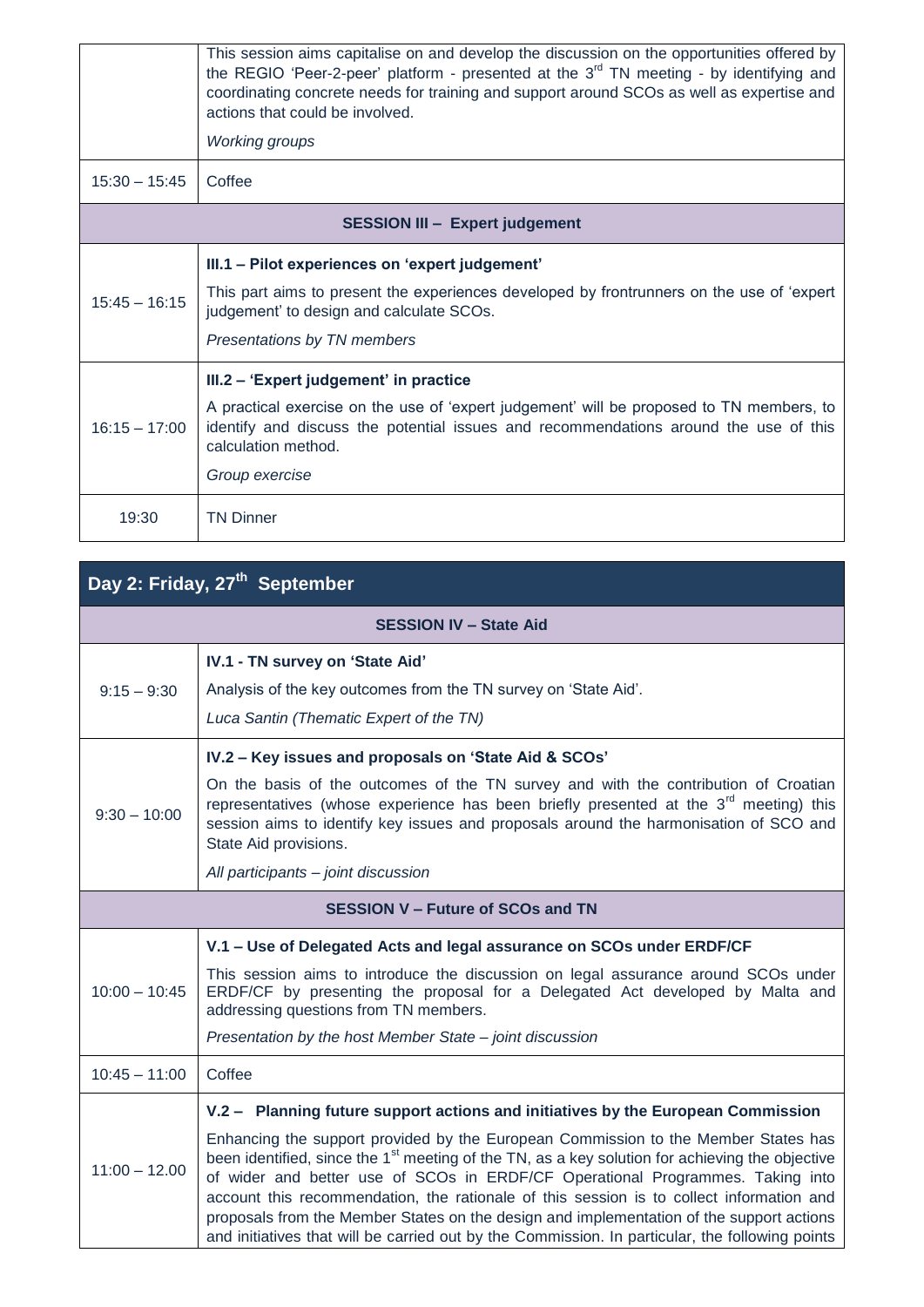| | |
|---|---|
| | This session aims capitalise on and develop the discussion on the opportunities offered by the REGIO 'Peer-2-peer' platform - presented at the 3rd TN meeting - by identifying and coordinating concrete needs for training and support around SCOs as well as expertise and actions that could be involved.<br><br>*Working groups* |
| 15:30 – 15:45 | Coffee |
| **SESSION III – Expert judgement** | |
| 15:45 – 16:15 | **III.1 – Pilot experiences on 'expert judgement'**<br><br>This part aims to present the experiences developed by frontrunners on the use of 'expert judgement' to design and calculate SCOs.<br><br>*Presentations by TN members* |
| 16:15 – 17:00 | **III.2 – 'Expert judgement' in practice**<br><br>A practical exercise on the use of 'expert judgement' will be proposed to TN members, to identify and discuss the potential issues and recommendations around the use of this calculation method.<br><br>*Group exercise* |
| 19:30 | TN Dinner |

## Day 2: Friday, 27th September

| | |
|---|---|
| **SESSION IV – State Aid** | |
| 9:15 – 9:30 | **IV.1 - TN survey on 'State Aid'**<br><br>Analysis of the key outcomes from the TN survey on 'State Aid'.<br><br>*Luca Santin (Thematic Expert of the TN)* |
| 9:30 – 10:00 | **IV.2 – Key issues and proposals on 'State Aid & SCOs'**<br><br>On the basis of the outcomes of the TN survey and with the contribution of Croatian representatives (whose experience has been briefly presented at the 3rd meeting) this session aims to identify key issues and proposals around the harmonisation of SCO and State Aid provisions.<br><br>*All participants – joint discussion* |
| **SESSION V – Future of SCOs and TN** | |
| 10:00 – 10:45 | **V.1 – Use of Delegated Acts and legal assurance on SCOs under ERDF/CF**<br><br>This session aims to introduce the discussion on legal assurance around SCOs under ERDF/CF by presenting the proposal for a Delegated Act developed by Malta and addressing questions from TN members.<br><br>*Presentation by the host Member State – joint discussion* |
| 10:45 – 11:00 | Coffee |
| 11:00 – 12.00 | **V.2 – Planning future support actions and initiatives by the European Commission**<br><br>Enhancing the support provided by the European Commission to the Member States has been identified, since the 1st meeting of the TN, as a key solution for achieving the objective of wider and better use of SCOs in ERDF/CF Operational Programmes. Taking into account this recommendation, the rationale of this session is to collect information and proposals from the Member States on the design and implementation of the support actions and initiatives that will be carried out by the Commission. In particular, the following points |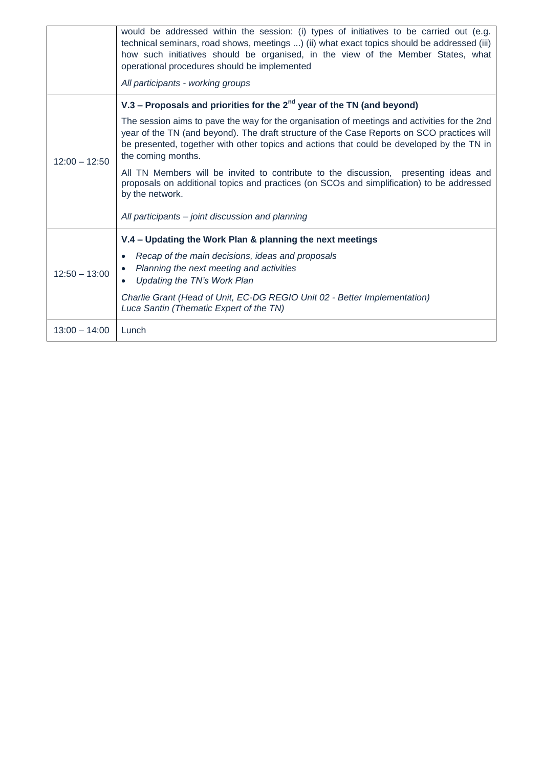| | |
|---|---|
| | would be addressed within the session: (i) types of initiatives to be carried out (e.g. technical seminars, road shows, meetings ...) (ii) what exact topics should be addressed (iii) how such initiatives should be organised, in the view of the Member States, what operational procedures should be implemented<br><br>*All participants - working groups* |
| 12:00 – 12:50 | **V.3 – Proposals and priorities for the 2nd year of the TN (and beyond)**<br><br>The session aims to pave the way for the organisation of meetings and activities for the 2nd year of the TN (and beyond). The draft structure of the Case Reports on SCO practices will be presented, together with other topics and actions that could be developed by the TN in the coming months.<br><br>All TN Members will be invited to contribute to the discussion, presenting ideas and proposals on additional topics and practices (on SCOs and simplification) to be addressed by the network.<br><br>*All participants – joint discussion and planning* |
| 12:50 – 13:00 | **V.4 – Updating the Work Plan & planning the next meetings**<br><br>• *Recap of the main decisions, ideas and proposals*<br>• *Planning the next meeting and activities*<br>• *Updating the TN's Work Plan*<br><br>*Charlie Grant (Head of Unit, EC-DG REGIO Unit 02 - Better Implementation)*<br>*Luca Santin (Thematic Expert of the TN)* |
| 13:00 – 14:00 | Lunch |